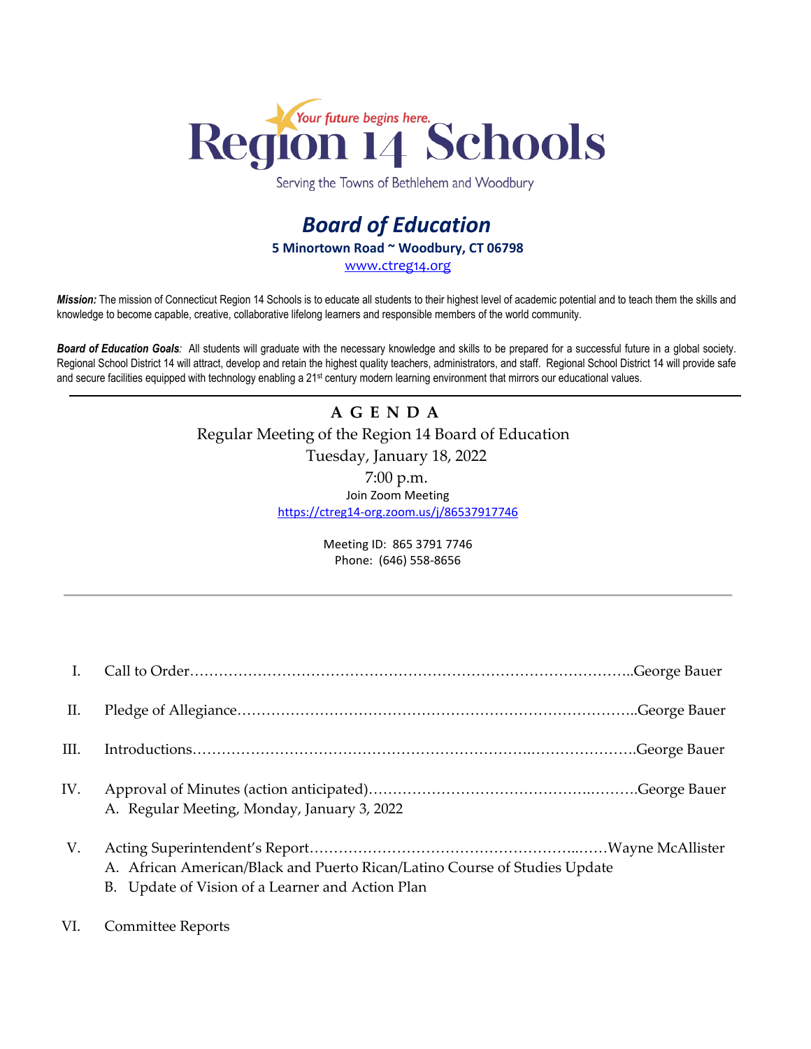# Region 14 Schools

*Your future begins here.*

Serving the Towns of Bethlehem and Woodbury

## *Board of Education*

**5 Minortown Road ~ Woodbury, CT 06798**

www.ctreg14.org

***Mission:*** The mission of Connecticut Region 14 Schools is to educate all students to their highest level of academic potential and to teach them the skills and knowledge to become capable, creative, collaborative lifelong learners and responsible members of the world community.

***Board of Education Goals:*** All students will graduate with the necessary knowledge and skills to be prepared for a successful future in a global society. Regional School District 14 will attract, develop and retain the highest quality teachers, administrators, and staff. Regional School District 14 will provide safe and secure facilities equipped with technology enabling a 21st century modern learning environment that mirrors our educational values.

---

**A G E N D A**

Regular Meeting of the Region 14 Board of Education

Tuesday, January 18, 2022

7:00 p.m.

Join Zoom Meeting

https://ctreg14-org.zoom.us/j/86537917746

Meeting ID: 865 3791 7746

Phone: (646) 558-8656

---

I. Call to Order……………………………………………………………………………..George Bauer

II. Pledge of Allegiance……………………………………………………………………..George Bauer

III. Introductions…………………………………………………………..…………………George Bauer

IV. Approval of Minutes (action anticipated)……………………………………….……….George Bauer
   - A. Regular Meeting, Monday, January 3, 2022

V. Acting Superintendent's Report……………………………………………...……Wayne McAllister
   - A. African American/Black and Puerto Rican/Latino Course of Studies Update
   - B. Update of Vision of a Learner and Action Plan

VI. Committee Reports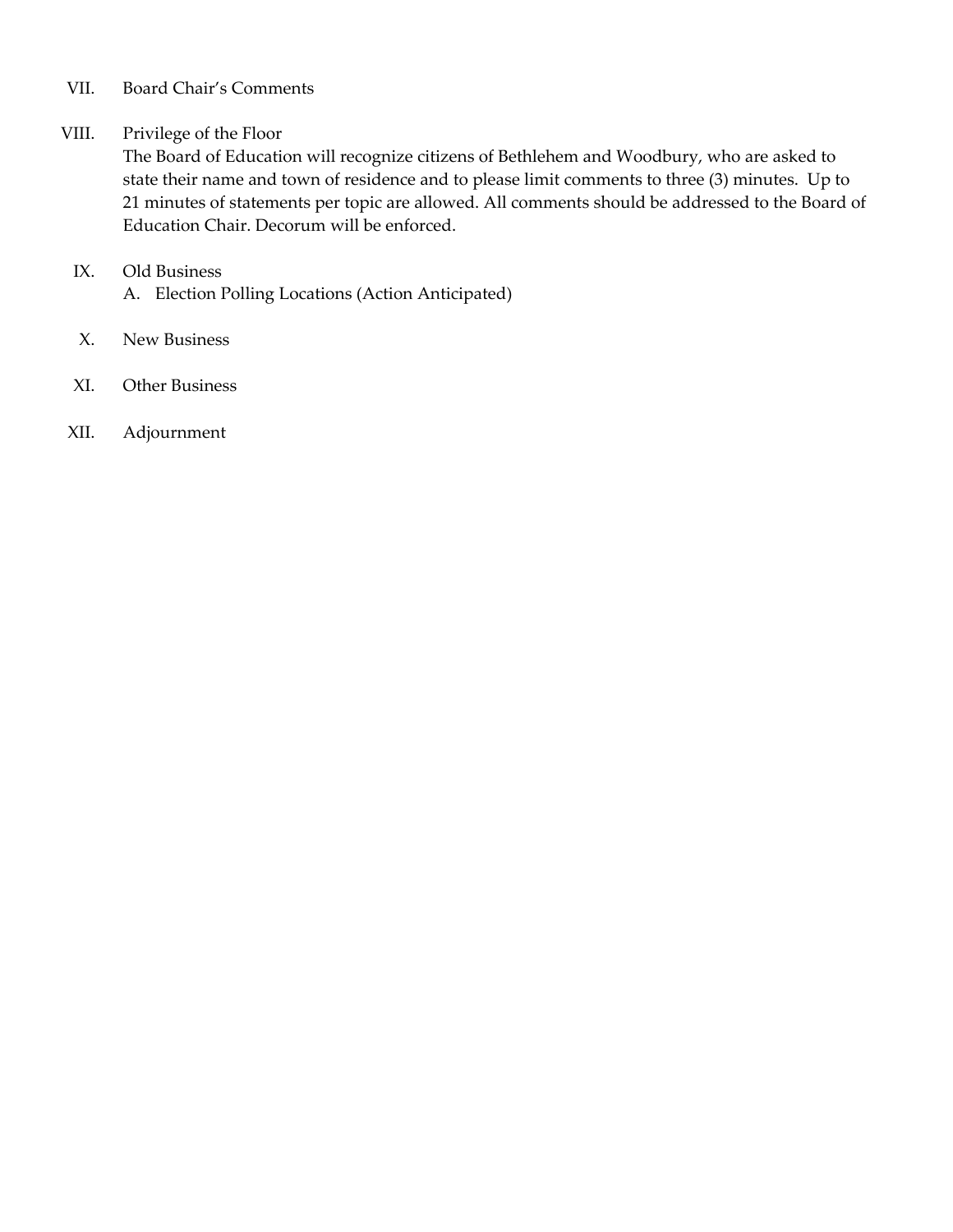VII. Board Chair's Comments

VIII. Privilege of the Floor
The Board of Education will recognize citizens of Bethlehem and Woodbury, who are asked to state their name and town of residence and to please limit comments to three (3) minutes. Up to 21 minutes of statements per topic are allowed. All comments should be addressed to the Board of Education Chair. Decorum will be enforced.

IX. Old Business
   A. Election Polling Locations (Action Anticipated)

X. New Business

XI. Other Business

XII. Adjournment